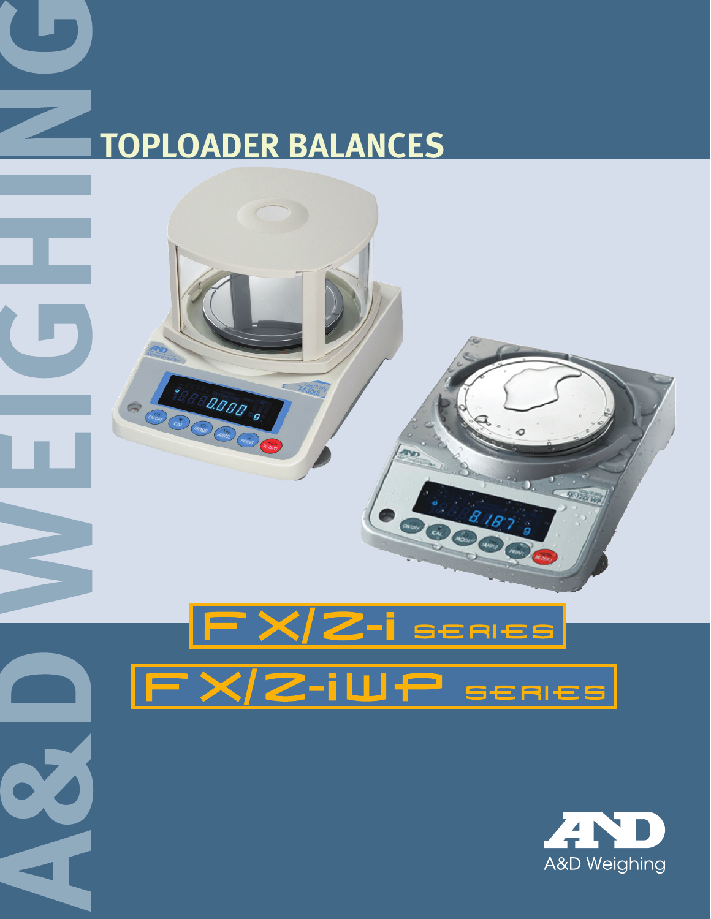A&D WEIGHING

# TOPLOADER BALANCES

## FX/Z-i SERIES

## FX/Z-iWP SERIES

A&D Weighing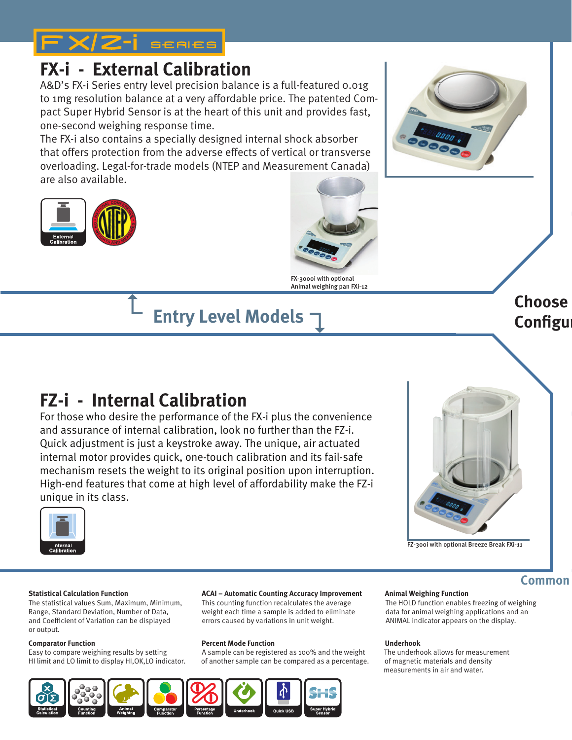FX/Z-i SERIES

# FX-i - External Calibration

A&D's FX-i Series entry level precision balance is a full-featured 0.01g to 1mg resolution balance at a very affordable price. The patented Compact Super Hybrid Sensor is at the heart of this unit and provides fast, one-second weighing response time.

The FX-i also contains a specially designed internal shock absorber that offers protection from the adverse effects of vertical or transverse overloading. Legal-for-trade models (NTEP and Measurement Canada) are also available.

External Calibration

FX-3000i with optional Animal weighing pan FXi-12

## Entry Level Models

Choose Configu

# FZ-i - Internal Calibration

For those who desire the performance of the FX-i plus the convenience and assurance of internal calibration, look no further than the FZ-i. Quick adjustment is just a keystroke away. The unique, air actuated internal motor provides quick, one-touch calibration and its fail-safe mechanism resets the weight to its original position upon interruption. High-end features that come at high level of affordability make the FZ-i unique in its class.

Internal Calibration

FZ-300i with optional Breeze Break FXi-11

## Common

**Statistical Calculation Function**
The statistical values Sum, Maximum, Minimum, Range, Standard Deviation, Number of Data, and Coefficient of Variation can be displayed or output.

**Comparator Function**
Easy to compare weighing results by setting HI limit and LO limit to display HI,OK,LO indicator.

**ACAI – Automatic Counting Accuracy Improvement**
This counting function recalculates the average weight each time a sample is added to eliminate errors caused by variations in unit weight.

**Percent Mode Function**
A sample can be registered as 100% and the weight of another sample can be compared as a percentage.

**Animal Weighing Function**
The HOLD function enables freezing of weighing data for animal weighing applications and an ANIMAL indicator appears on the display.

**Underhook**
The underhook allows for measurement of magnetic materials and density measurements in air and water.

Statistical Calculation | Counting Function | Animal Weighing | Comparator Function | Percentage Function | Underhook | Quick USB | Super Hybrid Sensor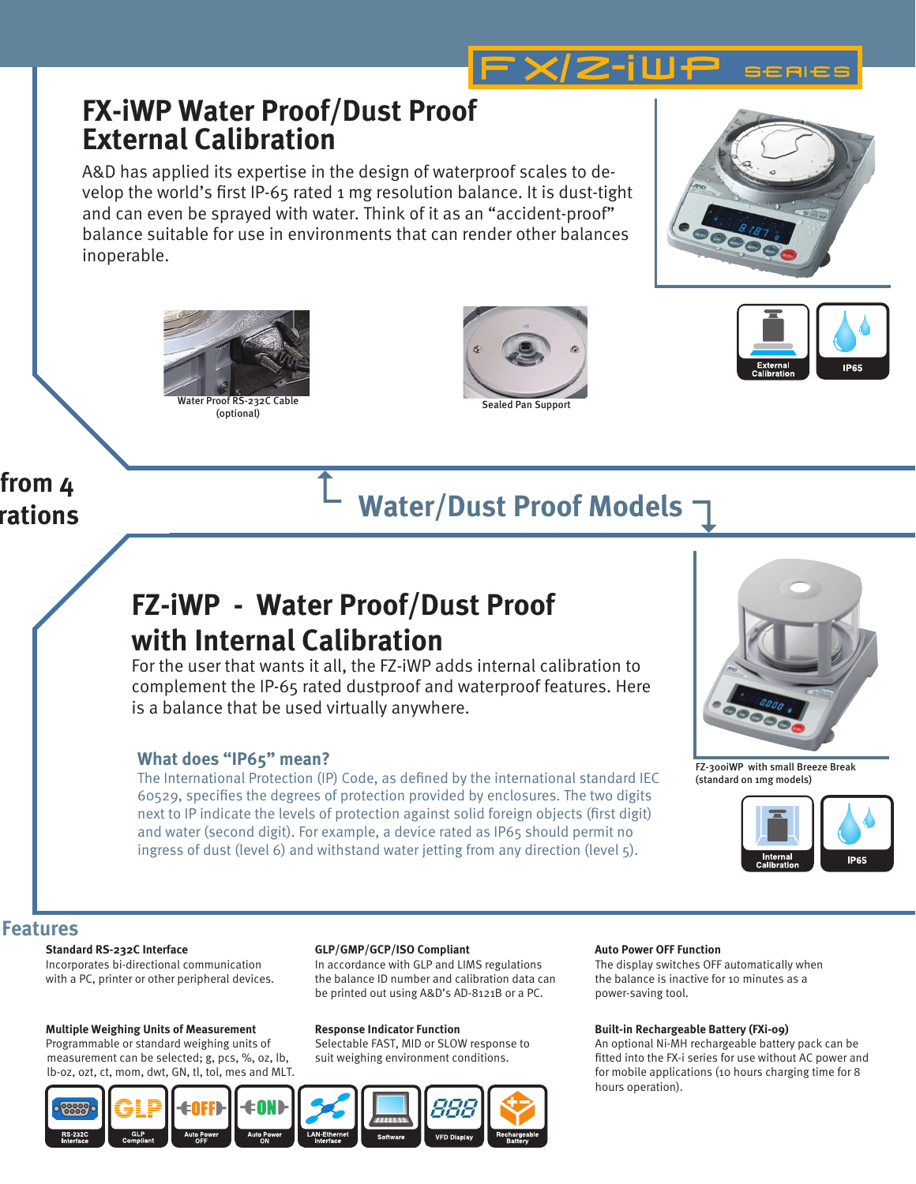FX/Z-iWP SERIES

# FX-iWP Water Proof/Dust Proof External Calibration

A&D has applied its expertise in the design of waterproof scales to develop the world's first IP-65 rated 1 mg resolution balance. It is dust-tight and can even be sprayed with water. Think of it as an "accident-proof" balance suitable for use in environments that can render other balances inoperable.

Water Proof RS-232C Cable (optional)

Sealed Pan Support

External Calibration

IP65

from 4 rations

## Water/Dust Proof Models

# FZ-iWP - Water Proof/Dust Proof with Internal Calibration

For the user that wants it all, the FZ-iWP adds internal calibration to complement the IP-65 rated dustproof and waterproof features. Here is a balance that be used virtually anywhere.

### What does "IP65" mean?

The International Protection (IP) Code, as defined by the international standard IEC 60529, specifies the degrees of protection provided by enclosures. The two digits next to IP indicate the levels of protection against solid foreign objects (first digit) and water (second digit). For example, a device rated as IP65 should permit no ingress of dust (level 6) and withstand water jetting from any direction (level 5).

FZ-300iWP with small Breeze Break (standard on 1mg models)

Internal Calibration

IP65

## Features

**Standard RS-232C Interface**
Incorporates bi-directional communication with a PC, printer or other peripheral devices.

**Multiple Weighing Units of Measurement**
Programmable or standard weighing units of measurement can be selected; g, pcs, %, oz, lb, lb-oz, ozt, ct, mom, dwt, GN, tl, tol, mes and MLT.

**GLP/GMP/GCP/ISO Compliant**
In accordance with GLP and LIMS regulations the balance ID number and calibration data can be printed out using A&D's AD-8121B or a PC.

**Response Indicator Function**
Selectable FAST, MID or SLOW response to suit weighing environment conditions.

**Auto Power OFF Function**
The display switches OFF automatically when the balance is inactive for 10 minutes as a power-saving tool.

**Built-in Rechargeable Battery (FXi-09)**
An optional Ni-MH rechargeable battery pack can be fitted into the FX-i series for use without AC power and for mobile applications (10 hours charging time for 8 hours operation).

RS-232C Interface | GLP Compliant | Auto Power OFF | Auto Power ON | LAN-Ethernet Interface | Software | VFD Display | Rechargeable Battery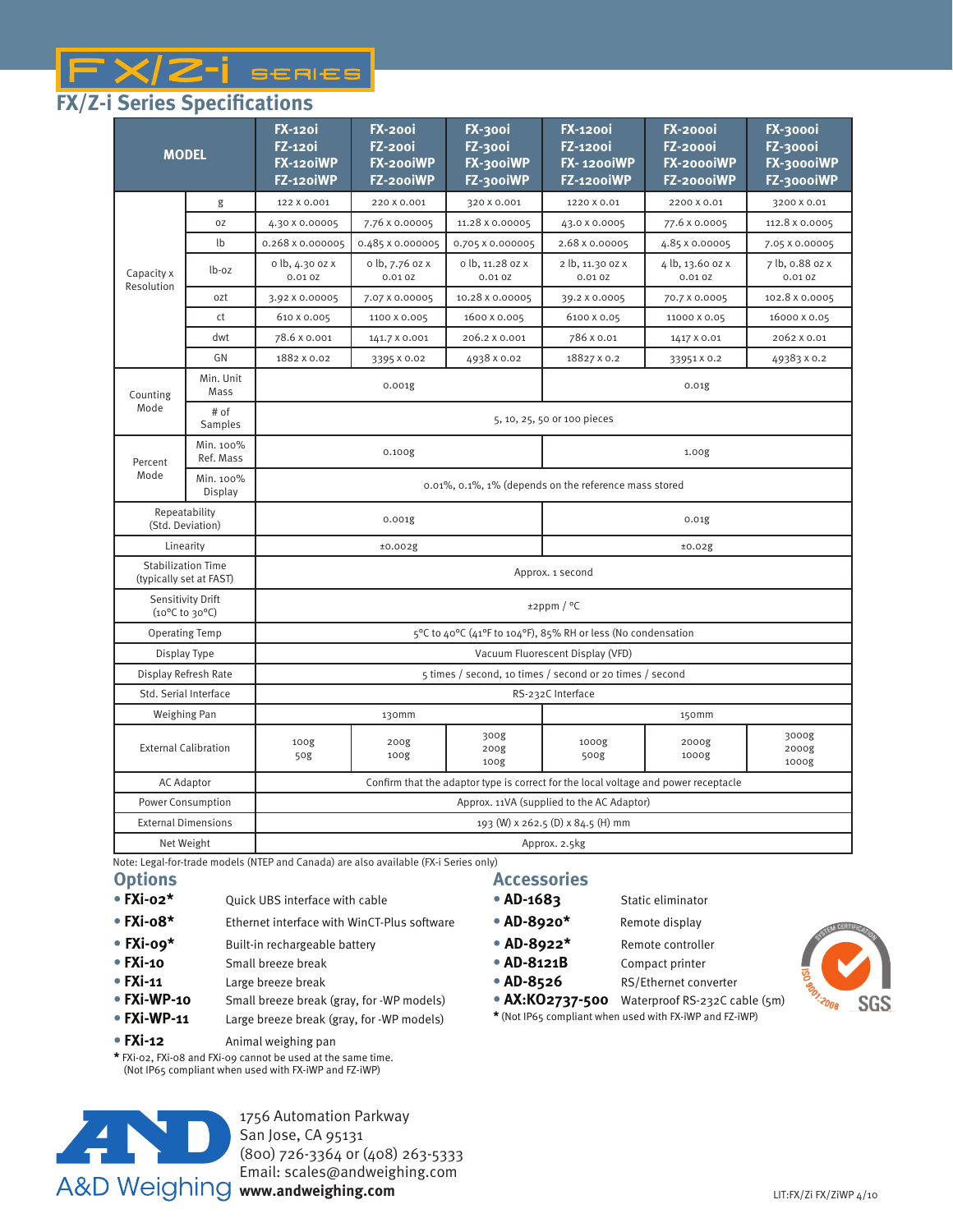# FX/Z-i Series Specifications

| MODEL | | FX-120i FZ-120i FX-120iWP FZ-120iWP | FX-200i FZ-200i FX-200iWP FZ-200iWP | FX-300i FZ-300i FX-300iWP FZ-300iWP | FX-1200i FZ-1200i FX- 1200iWP FZ-1200iWP | FX-2000i FZ-2000i FX-2000iWP FZ-2000iWP | FX-3000i FZ-3000i FX-3000iWP FZ-3000iWP |
|---|---|---|---|---|---|---|---|
| Capacity x Resolution | g | 122 x 0.001 | 220 x 0.001 | 320 x 0.001 | 1220 x 0.01 | 2200 x 0.01 | 3200 x 0.01 |
| | oz | 4.30 x 0.00005 | 7.76 x 0.00005 | 11.28 x 0.00005 | 43.0 x 0.0005 | 77.6 x 0.0005 | 112.8 x 0.0005 |
| | lb | 0.268 x 0.000005 | 0.485 x 0.000005 | 0.705 x 0.000005 | 2.68 x 0.00005 | 4.85 x 0.00005 | 7.05 x 0.00005 |
| | lb-oz | 0 lb, 4.30 oz x 0.01 oz | 0 lb, 7.76 oz x 0.01 oz | 0 lb, 11.28 oz x 0.01 oz | 2 lb, 11.30 oz x 0.01 oz | 4 lb, 13.60 oz x 0.01 oz | 7 lb, 0.88 oz x 0.01 oz |
| | ozt | 3.92 x 0.00005 | 7.07 x 0.00005 | 10.28 x 0.00005 | 39.2 x 0.0005 | 70.7 x 0.0005 | 102.8 x 0.0005 |
| | ct | 610 x 0.005 | 1100 x 0.005 | 1600 x 0.005 | 6100 x 0.05 | 11000 x 0.05 | 16000 x 0.05 |
| | dwt | 78.6 x 0.001 | 141.7 x 0.001 | 206.2 x 0.001 | 786 x 0.01 | 1417 x 0.01 | 2062 x 0.01 |
| | GN | 1882 x 0.02 | 3395 x 0.02 | 4938 x 0.02 | 18827 x 0.2 | 33951 x 0.2 | 49383 x 0.2 |
| Counting Mode | Min. Unit Mass | 0.001g | | | 0.01g | | |
| | # of Samples | 5, 10, 25, 50 or 100 pieces | | | | | |
| Percent Mode | Min. 100% Ref. Mass | 0.100g | | | 1.00g | | |
| | Min. 100% Display | 0.01%, 0.1%, 1% (depends on the reference mass stored | | | | | |
| Repeatability (Std. Deviation) | | 0.001g | | | 0.01g | | |
| Linearity | | ±0.002g | | | ±0.02g | | |
| Stabilization Time (typically set at FAST) | | Approx. 1 second | | | | | |
| Sensitivity Drift (10°C to 30°C) | | ±2ppm / °C | | | | | |
| Operating Temp | | 5°C to 40°C (41°F to 104°F), 85% RH or less (No condensation | | | | | |
| Display Type | | Vacuum Fluorescent Display (VFD) | | | | | |
| Display Refresh Rate | | 5 times / second, 10 times / second or 20 times / second | | | | | |
| Std. Serial Interface | | RS-232C Interface | | | | | |
| Weighing Pan | | 130mm | | | 150mm | | |
| External Calibration | | 100g 50g | 200g 100g | 300g 200g 100g | 1000g 500g | 2000g 1000g | 3000g 2000g 1000g |
| AC Adaptor | | Confirm that the adaptor type is correct for the local voltage and power receptacle | | | | | |
| Power Consumption | | Approx. 11VA (supplied to the AC Adaptor) | | | | | |
| External Dimensions | | 193 (W) x 262.5 (D) x 84.5 (H) mm | | | | | |
| Net Weight | | Approx. 2.5kg | | | | | |

Note: Legal-for-trade models (NTEP and Canada) are also available (FX-i Series only)

## Options

- **FXi-02*** Quick UBS interface with cable
- **FXi-08*** Ethernet interface with WinCT-Plus software
- **FXi-09*** Built-in rechargeable battery
- **FXi-10** Small breeze break
- **FXi-11** Large breeze break
- **FXi-WP-10** Small breeze break (gray, for -WP models)
- **FXi-WP-11** Large breeze break (gray, for -WP models)
- **FXi-12** Animal weighing pan

* FXi-02, FXi-08 and FXi-09 cannot be used at the same time.
(Not IP65 compliant when used with FX-iWP and FZ-iWP)

## Accessories

- **AD-1683** Static eliminator
- **AD-8920*** Remote display
- **AD-8922*** Remote controller
- **AD-8121B** Compact printer
- **AD-8526** RS/Ethernet converter
- **AX:KO2737-500** Waterproof RS-232C cable (5m)

* (Not IP65 compliant when used with FX-iWP and FZ-iWP)

A&D Weighing

1756 Automation Parkway
San Jose, CA 95131
(800) 726-3364 or (408) 263-5333
Email: scales@andweighing.com
**www.andweighing.com**

LIT:FX/Zi FX/ZiWP 4/10